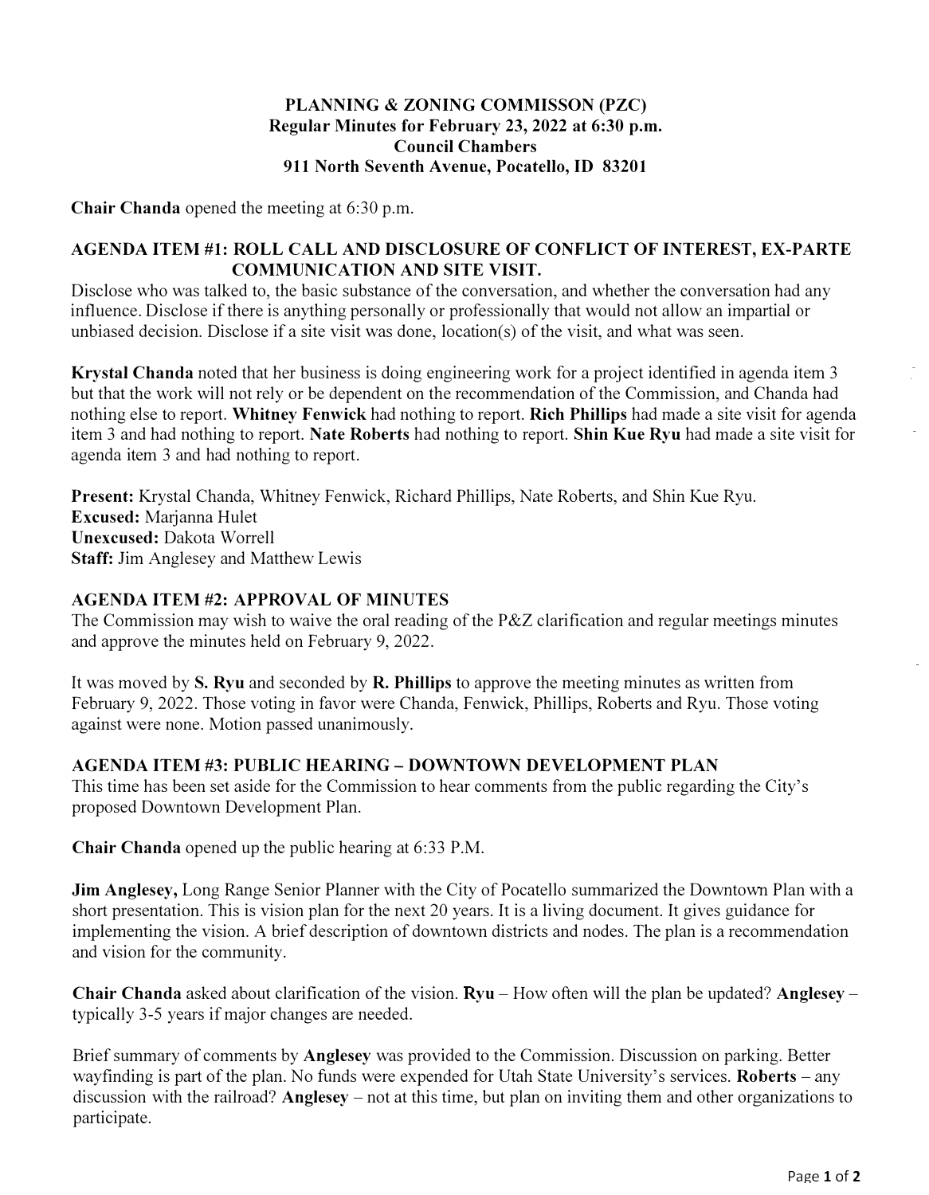# PLANNING & ZONING COMMISSON (PZC)
## Regular Minutes for February 23, 2022 at 6:30 p.m.
### Council Chambers
### 911 North Seventh Avenue, Pocatello, ID 83201

**Chair Chanda** opened the meeting at 6:30 p.m.

### AGENDA ITEM #1: ROLL CALL AND DISCLOSURE OF CONFLICT OF INTEREST, EX-PARTE COMMUNICATION AND SITE VISIT.

Disclose who was talked to, the basic substance of the conversation, and whether the conversation had any influence. Disclose if there is anything personally or professionally that would not allow an impartial or unbiased decision. Disclose if a site visit was done, location(s) of the visit, and what was seen.

**Krystal Chanda** noted that her business is doing engineering work for a project identified in agenda item 3 but that the work will not rely or be dependent on the recommendation of the Commission, and Chanda had nothing else to report. **Whitney Fenwick** had nothing to report. **Rich Phillips** had made a site visit for agenda item 3 and had nothing to report. **Nate Roberts** had nothing to report. **Shin Kue Ryu** had made a site visit for agenda item 3 and had nothing to report.

**Present:** Krystal Chanda, Whitney Fenwick, Richard Phillips, Nate Roberts, and Shin Kue Ryu.
**Excused:** Marjanna Hulet
**Unexcused:** Dakota Worrell
**Staff:** Jim Anglesey and Matthew Lewis

### AGENDA ITEM #2: APPROVAL OF MINUTES

The Commission may wish to waive the oral reading of the P&Z clarification and regular meetings minutes and approve the minutes held on February 9, 2022.

It was moved by **S. Ryu** and seconded by **R. Phillips** to approve the meeting minutes as written from February 9, 2022. Those voting in favor were Chanda, Fenwick, Phillips, Roberts and Ryu. Those voting against were none. Motion passed unanimously.

### AGENDA ITEM #3: PUBLIC HEARING – DOWNTOWN DEVELOPMENT PLAN

This time has been set aside for the Commission to hear comments from the public regarding the City's proposed Downtown Development Plan.

**Chair Chanda** opened up the public hearing at 6:33 P.M.

**Jim Anglesey,** Long Range Senior Planner with the City of Pocatello summarized the Downtown Plan with a short presentation. This is vision plan for the next 20 years. It is a living document. It gives guidance for implementing the vision. A brief description of downtown districts and nodes. The plan is a recommendation and vision for the community.

**Chair Chanda** asked about clarification of the vision. **Ryu** – How often will the plan be updated? **Anglesey** – typically 3-5 years if major changes are needed.

Brief summary of comments by **Anglesey** was provided to the Commission. Discussion on parking. Better wayfinding is part of the plan. No funds were expended for Utah State University's services. **Roberts** – any discussion with the railroad? **Anglesey** – not at this time, but plan on inviting them and other organizations to participate.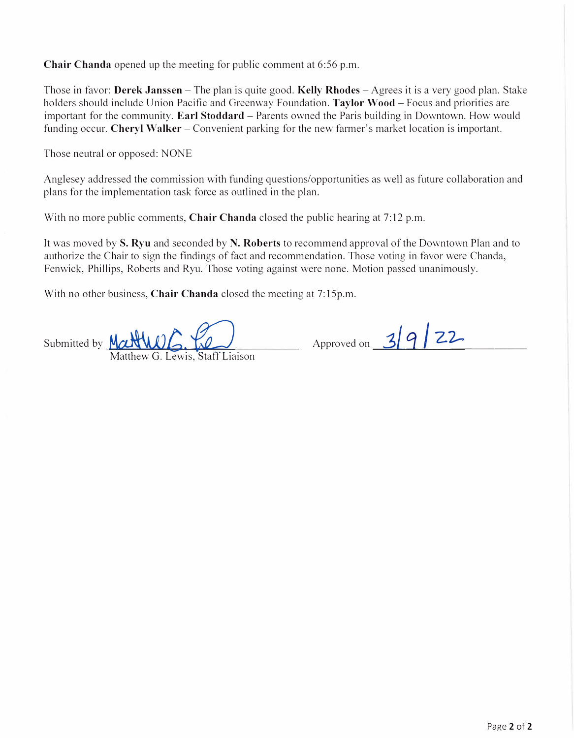**Chair Chanda** opened up the meeting for public comment at 6:56 p.m.

Those in favor: **Derek Janssen** – The plan is quite good. **Kelly Rhodes** – Agrees it is a very good plan. Stake holders should include Union Pacific and Greenway Foundation. **Taylor Wood** – Focus and priorities are important for the community. **Earl Stoddard** – Parents owned the Paris building in Downtown. How would funding occur. **Cheryl Walker** – Convenient parking for the new farmer's market location is important.

Those neutral or opposed: NONE

Anglesey addressed the commission with funding questions/opportunities as well as future collaboration and plans for the implementation task force as outlined in the plan.

With no more public comments, **Chair Chanda** closed the public hearing at 7:12 p.m.

It was moved by **S. Ryu** and seconded by **N. Roberts** to recommend approval of the Downtown Plan and to authorize the Chair to sign the findings of fact and recommendation. Those voting in favor were Chanda, Fenwick, Phillips, Roberts and Ryu. Those voting against were none. Motion passed unanimously.

With no other business, **Chair Chanda** closed the meeting at 7:15p.m.

Submitted by Matthew G. Lewis
Matthew G. Lewis, Staff Liaison

Approved on 3/9/22